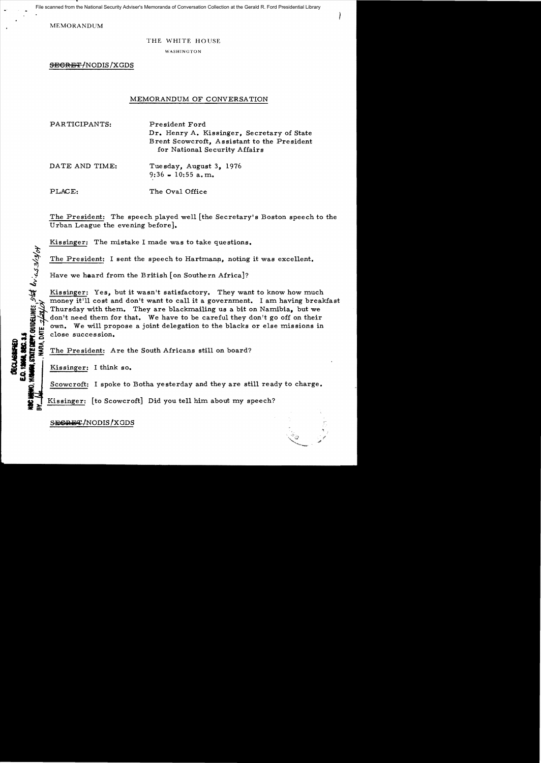File scanned from the National Security Adviser's Memoranda of Conversation Collection at the Gerald R. Ford Presidential Library

MEMORANDUM

THE WHITE HOUSE

WASHINGTON

~~SECRET~~/NODIS/XGDS

# MEMORANDUM OF CONVERSATION

PARTICIPANTS: President Ford
Dr. Henry A. Kissinger, Secretary of State
Brent Scowcroft, Assistant to the President for National Security Affairs

DATE AND TIME: Tuesday, August 3, 1976
9:36 - 10:55 a.m.

PLACE: The Oval Office

DECLASSIFIED
E.O. 12958, SEC. 3.5
NSC MEMO, 11/24/98, STATE DEPT. GUIDELINES State Dept. 3/3/04
BY ___ NARA, DATE 7/21/04

The President: The speech played well [the Secretary's Boston speech to the Urban League the evening before].

Kissinger: The mistake I made was to take questions.

The President: I sent the speech to Hartmann, noting it was excellent.

Have we heard from the British [on Southern Africa]?

Kissinger: Yes, but it wasn't satisfactory. They want to know how much money it'll cost and don't want to call it a government. I am having breakfast Thursday with them. They are blackmailing us a bit on Namibia, but we don't need them for that. We have to be careful they don't go off on their own. We will propose a joint delegation to the blacks or else missions in close succession.

The President: Are the South Africans still on board?

Kissinger: I think so.

Scowcroft: I spoke to Botha yesterday and they are still ready to charge.

Kissinger: [to Scowcroft] Did you tell him about my speech?

~~SECRET~~/NODIS/XGDS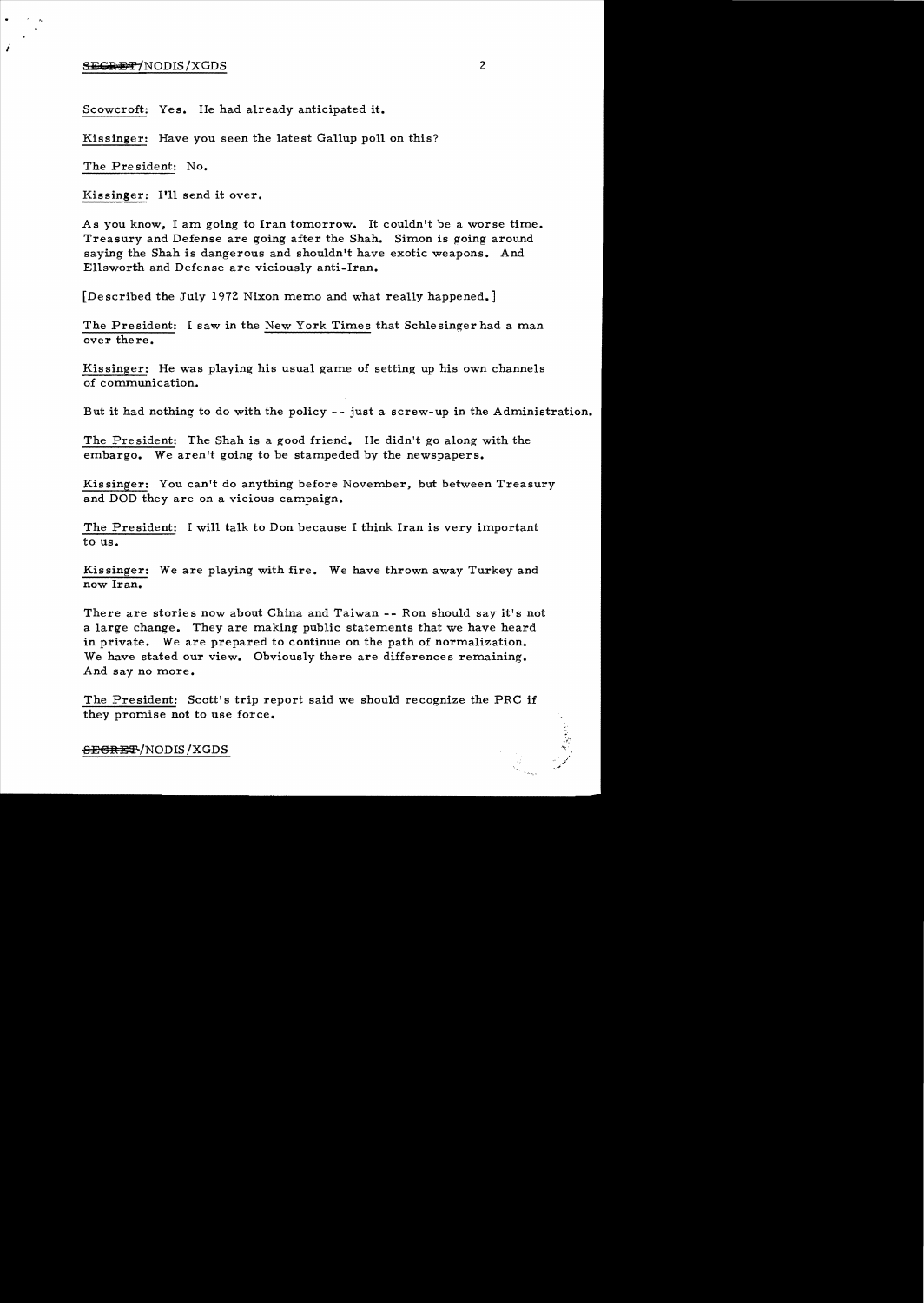Scowcroft: Yes. He had already anticipated it.

Kissinger: Have you seen the latest Gallup poll on this?

The President: No.

Kissinger: I'll send it over.

As you know, I am going to Iran tomorrow. It couldn't be a worse time. Treasury and Defense are going after the Shah. Simon is going around saying the Shah is dangerous and shouldn't have exotic weapons. And Ellsworth and Defense are viciously anti-Iran.

[Described the July 1972 Nixon memo and what really happened.]

The President: I saw in the New York Times that Schlesinger had a man over there.

Kissinger: He was playing his usual game of setting up his own channels of communication.

But it had nothing to do with the policy -- just a screw-up in the Administration.

The President: The Shah is a good friend. He didn't go along with the embargo. We aren't going to be stampeded by the newspapers.

Kissinger: You can't do anything before November, but between Treasury and DOD they are on a vicious campaign.

The President: I will talk to Don because I think Iran is very important to us.

Kissinger: We are playing with fire. We have thrown away Turkey and now Iran.

There are stories now about China and Taiwan -- Ron should say it's not a large change. They are making public statements that we have heard in private. We are prepared to continue on the path of normalization. We have stated our view. Obviously there are differences remaining. And say no more.

The President: Scott's trip report said we should recognize the PRC if they promise not to use force.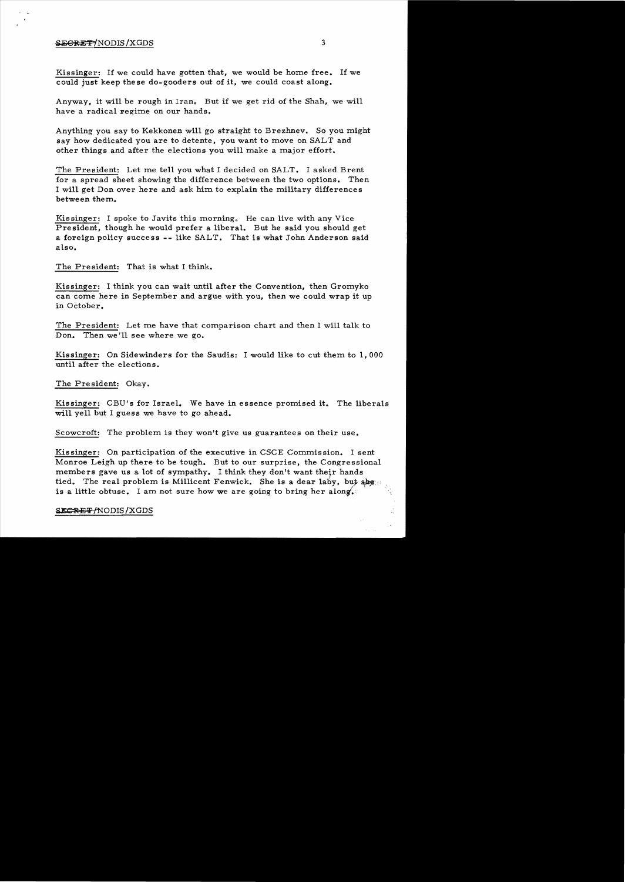Kissinger: If we could have gotten that, we would be home free. If we could just keep these do-gooders out of it, we could coast along.

Anyway, it will be rough in Iran. But if we get rid of the Shah, we will have a radical regime on our hands.

Anything you say to Kekkonen will go straight to Brezhnev. So you might say how dedicated you are to detente, you want to move on SALT and other things and after the elections you will make a major effort.

The President: Let me tell you what I decided on SALT. I asked Brent for a spread sheet showing the difference between the two options. Then I will get Don over here and ask him to explain the military differences between them.

Kissinger: I spoke to Javits this morning. He can live with any Vice President, though he would prefer a liberal. But he said you should get a foreign policy success -- like SALT. That is what John Anderson said also.

The President: That is what I think.

Kissinger: I think you can wait until after the Convention, then Gromyko can come here in September and argue with you, then we could wrap it up in October.

The President: Let me have that comparison chart and then I will talk to Don. Then we'll see where we go.

Kissinger: On Sidewinders for the Saudis: I would like to cut them to 1,000 until after the elections.

The President: Okay.

Kissinger: CBU's for Israel. We have in essence promised it. The liberals will yell but I guess we have to go ahead.

Scowcroft: The problem is they won't give us guarantees on their use.

Kissinger: On participation of the executive in CSCE Commission. I sent Monroe Leigh up there to be tough. But to our surprise, the Congressional members gave us a lot of sympathy. I think they don't want their hands tied. The real problem is Millicent Fenwick. She is a dear lady, but she is a little obtuse. I am not sure how we are going to bring her along.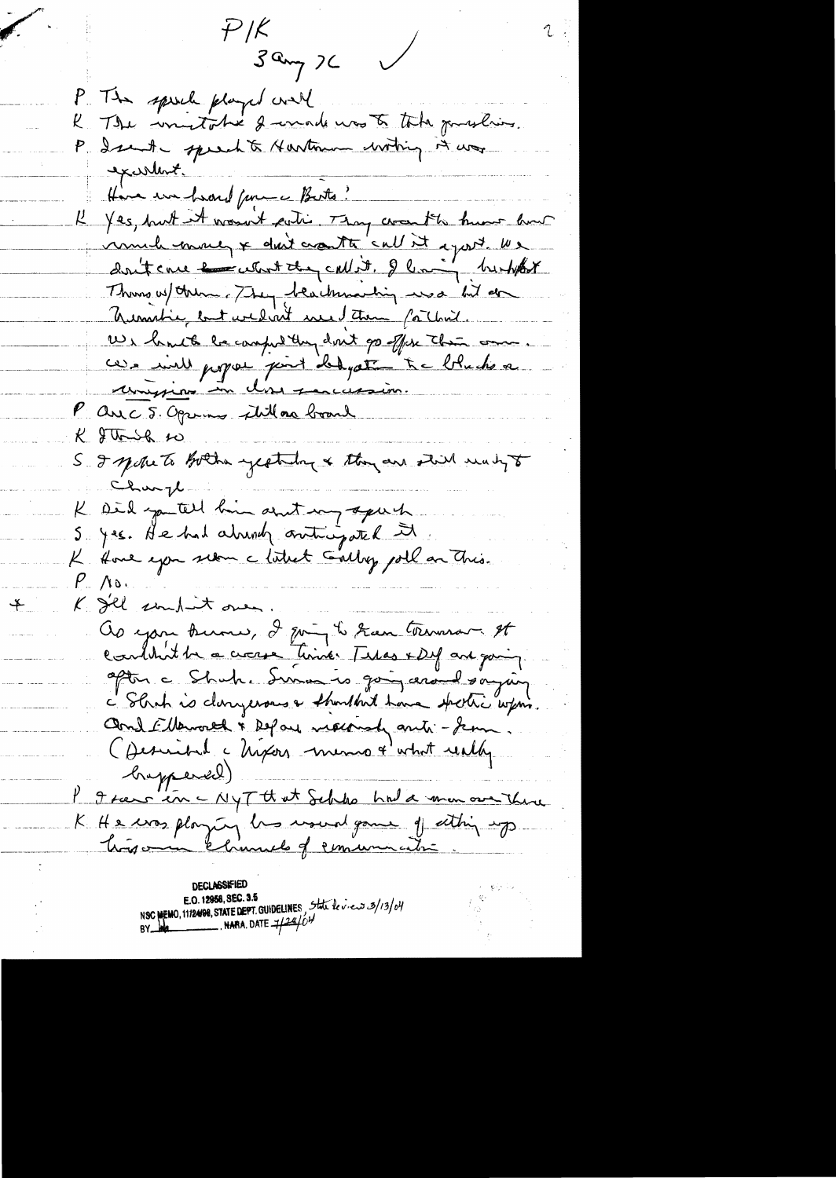P/K
3 Aug 76

P The speech played well

K The mistake I made was to take questions.

P I sent speech to Hartmann noting it was excellent.

Have we heard from Butz?

K Yes, but it wasn't entire. They want to know how much money & don't want to call it export. We don't care what they call it. I am having breakfast Thurs w/ them. They blackmailing was a bit on Rumsfeld, but we don't need them for that.

We have to be careful they don't go off on their own. We will propose joint delegation to Rhodesia and a mission in close succession.

P Are S. Africans still on board

K I think so

S I spoke to Botha yesterday & they are still ready to change

K Did you tell him about my speech

S Yes. He had already anticipated it.

K Have you seen the latest Gallup poll on this.

P No.

K I'll send it over.

As you know, I'm going to Iran tomorrow. It couldn't be a worse time. Treas & Def are going after the Shah. Simon is going around saying the Shah is dangerous & shouldn't have sophistic weapons. And Ellsworth & Def are viciously anti-Iran. (Described the Nixon memo & what really happened)

P I saw in the NYT that Schles had a man over there

K He was playing his usual game of setting up his own channels of communication.

DECLASSIFIED
E.O. 12958, SEC. 3.5
NSC MEMO, 11/24/98, STATE DEPT. GUIDELINES, State Review 3/13/04
BY ___ NARA, DATE 7/28/04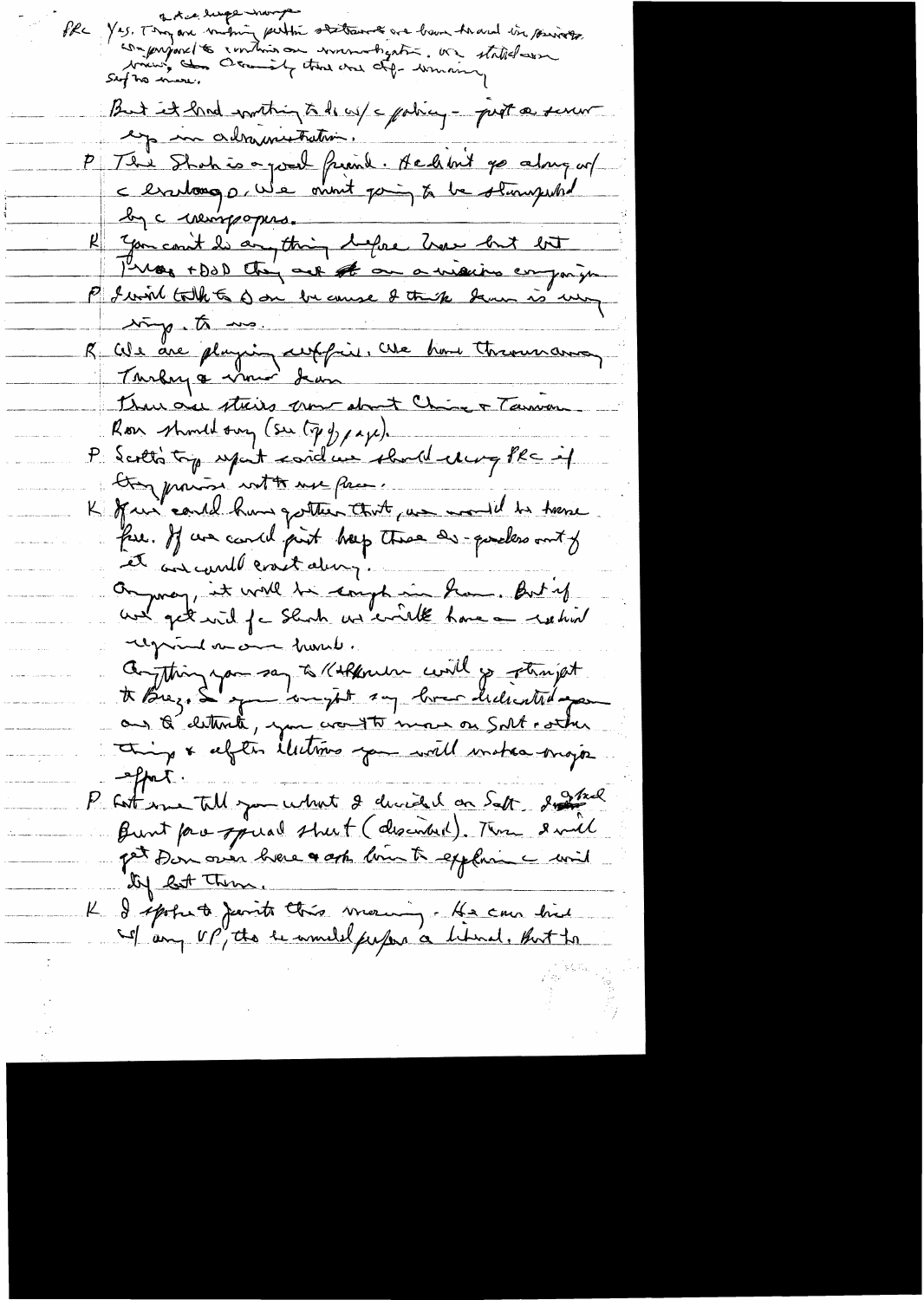RR Yes. They are making public statements and have heard in private a tiee huge margin

unprepared to continue an investigation. We stated our views, Also Secondly there are dif- remaining

Say no more.

But it had nothing to do w/ the policy - just a screw-up in administration.

P The Shah is a good friend. He didn't go along w/ the embargo. We aren't going to be stampeded by the newspapers.

K You can't do anything before Iran but let Treas + DOD they act on a vicious campaign.

P I will talk to Don because I think Iran is very imp. to us.

K We are playing with fire. We have thrown away Turkey & now Iran.

There are stories now about China + Taiwan.

Ron should say (see top of page).

P Scott's trip report said we should urge PRC if they promise not to use force.

K If we could have gotten that, we would be home free. If we could just keep these do-gooders out of it we could coast along.

Anyway, it will be tough in Iran. But if we get rid of the Shah we will have a radical regime on our hands.

Anything you say to Kissinger will go straight to Brez. So you might say how dedicated you are to détente, you want to move on Salt & other things & after elections you will make a major effort.

P Let me tell you what I decided on Salt. I signed Burnt face special sheet (described). Then I will get Don over here & ask him to explain it and stay out then.

K I spoke to Javits this morning - He can live w/ any VP, tho he would prefer a liberal. But he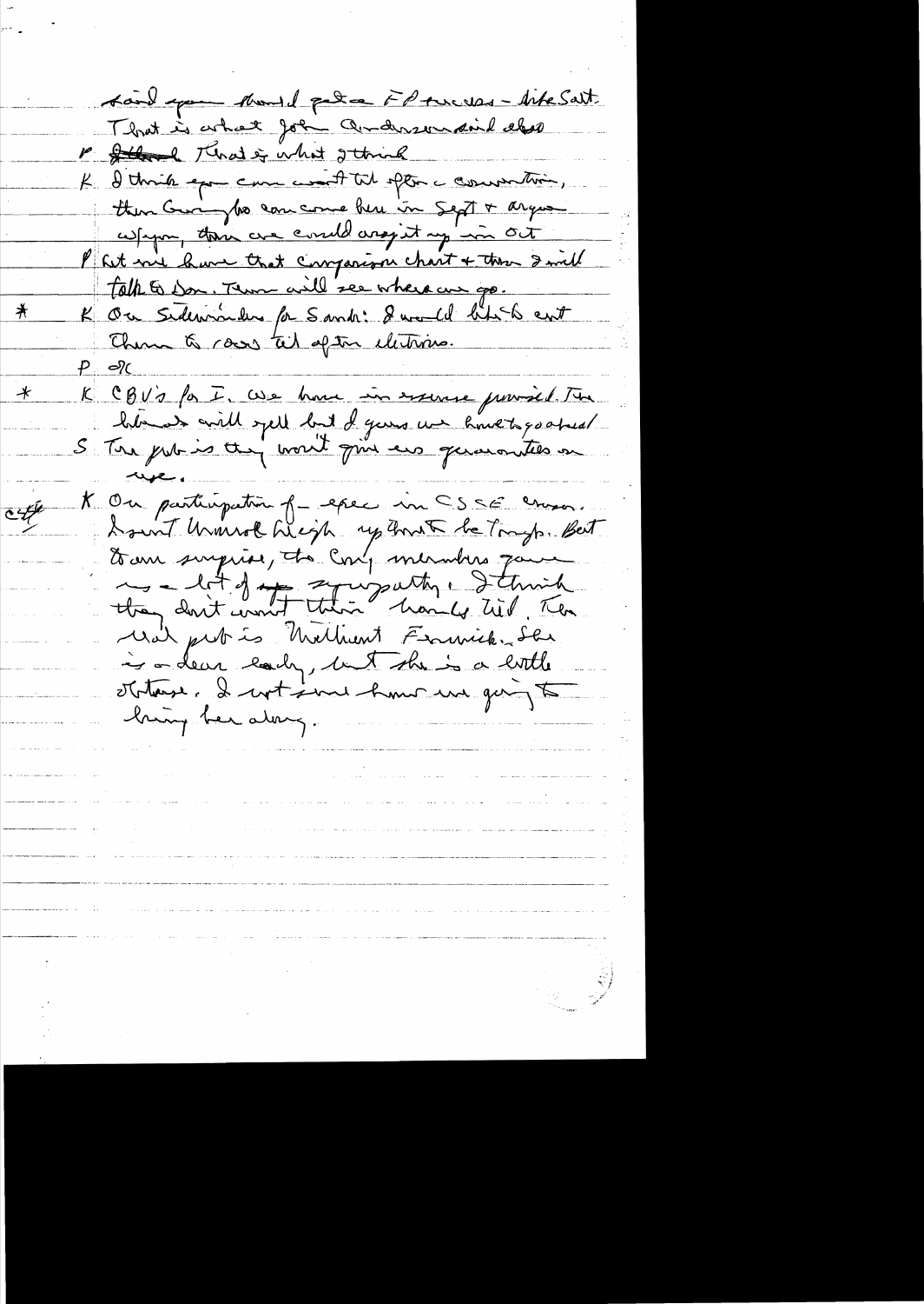said you should get a FP success - like Salt. That is what John Anderson said also

P ~~[struck]~~ That is what I think

K I think you can wait til after convention, then Gromyko can come here in Sept + argue w/you, then we could wrap it up in Oct

P Let me have that comparison chart + then I will talk to Don. Then will see where we go.

\* K On Sidewinders for Saudi: I would like to cut them to roars til after elections.

P OK

\* K CBU's for I. We have in essence promised. The liberals will yell but I guess we have to go ahead.

S The prob is they won't give us guarantees on use.

CSCE K On participation of exec in CSCE comm. I don't unusually weigh up to be tough. But to our surprise, the Cong members gave us a lot of ~~[struck]~~ sympathy. I think they don't want their hands tied. The real prob is Millicent Fenwick. She is a dear lady, but she is a little obtuse. I not sure how we going to bring her along.